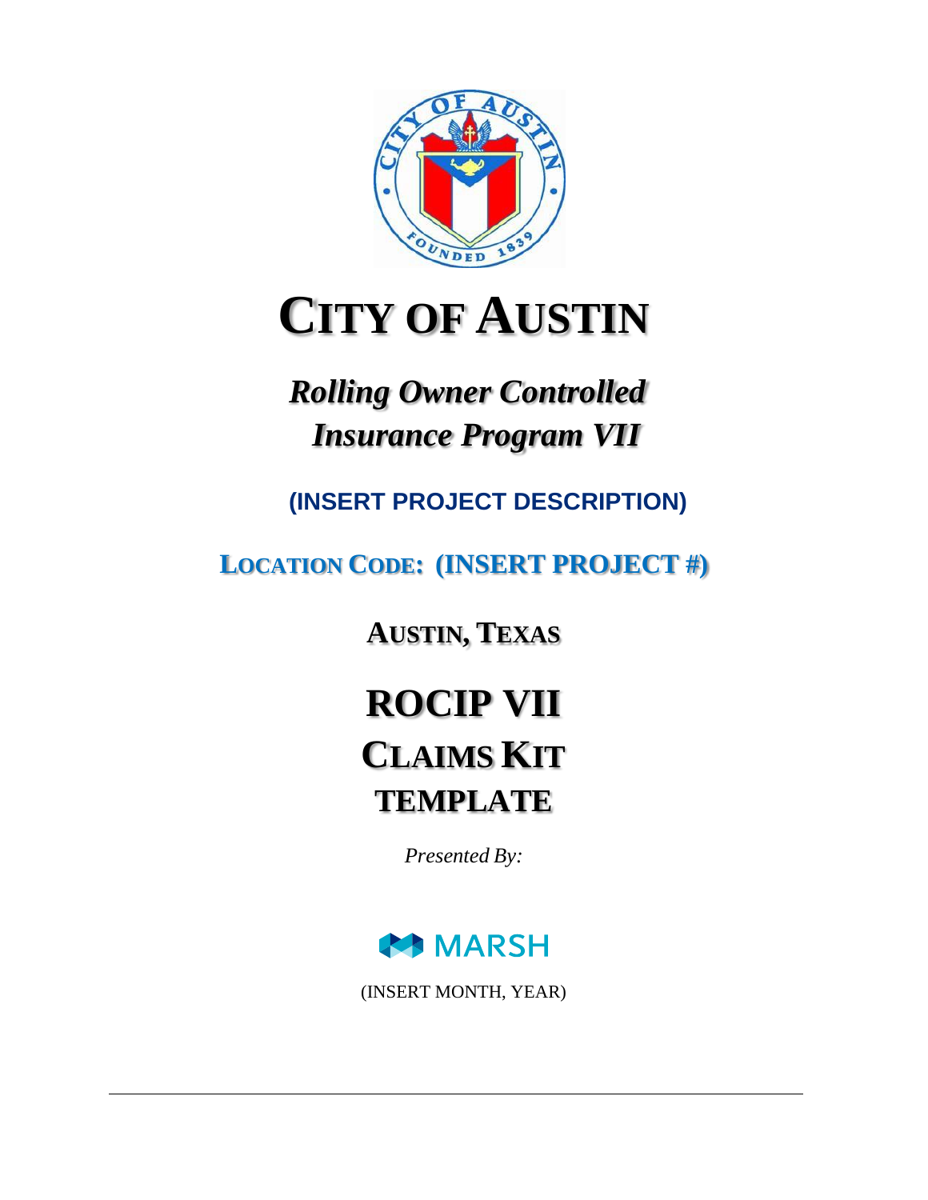# CITY OF AUSTIN

## *Rolling Owner Controlled Insurance Program VII*

**(INSERT PROJECT DESCRIPTION)**

**LOCATION CODE: (INSERT PROJECT #)**

**AUSTIN, TEXAS**

# ROCIP VII
# CLAIMS KIT
# TEMPLATE

*Presented By:*

MARSH

(INSERT MONTH, YEAR)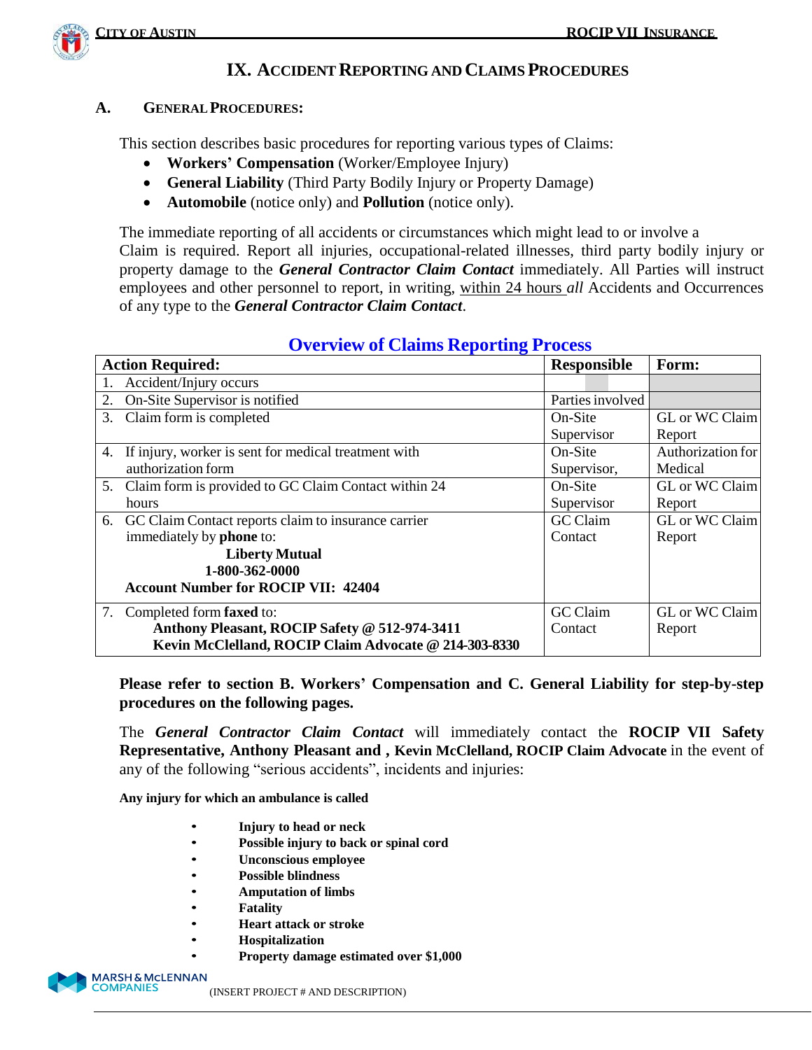# IX. ACCIDENT REPORTING AND CLAIMS PROCEDURES

## A. GENERAL PROCEDURES:

This section describes basic procedures for reporting various types of Claims:

- **Workers' Compensation** (Worker/Employee Injury)
- **General Liability** (Third Party Bodily Injury or Property Damage)
- **Automobile** (notice only) and **Pollution** (notice only).

The immediate reporting of all accidents or circumstances which might lead to or involve a Claim is required. Report all injuries, occupational-related illnesses, third party bodily injury or property damage to the ***General Contractor Claim Contact*** immediately. All Parties will instruct employees and other personnel to report, in writing, within 24 hours *all* Accidents and Occurrences of any type to the ***General Contractor Claim Contact***.

### Overview of Claims Reporting Process

| Action Required: | Responsible | Form: |
|---|---|---|
| 1. Accident/Injury occurs | | |
| 2. On-Site Supervisor is notified | Parties involved | |
| 3. Claim form is completed | On-Site Supervisor | GL or WC Claim Report |
| 4. If injury, worker is sent for medical treatment with authorization form | On-Site Supervisor, | Authorization for Medical |
| 5. Claim form is provided to GC Claim Contact within 24 hours | On-Site Supervisor | GL or WC Claim Report |
| 6. GC Claim Contact reports claim to insurance carrier immediately by **phone** to: **Liberty Mutual** **1-800-362-0000** **Account Number for ROCIP VII: 42404** | GC Claim Contact | GL or WC Claim Report |
| 7. Completed form **faxed** to: **Anthony Pleasant, ROCIP Safety @ 512-974-3411** **Kevin McClelland, ROCIP Claim Advocate @ 214-303-8330** | GC Claim Contact | GL or WC Claim Report |

**Please refer to section B. Workers' Compensation and C. General Liability for step-by-step procedures on the following pages.**

The ***General Contractor Claim Contact*** will immediately contact the **ROCIP VII Safety Representative, Anthony Pleasant and , Kevin McClelland, ROCIP Claim Advocate** in the event of any of the following "serious accidents", incidents and injuries:

**Any injury for which an ambulance is called**

- **Injury to head or neck**
- **Possible injury to back or spinal cord**
- **Unconscious employee**
- **Possible blindness**
- **Amputation of limbs**
- **Fatality**
- **Heart attack or stroke**
- **Hospitalization**
- **Property damage estimated over $1,000**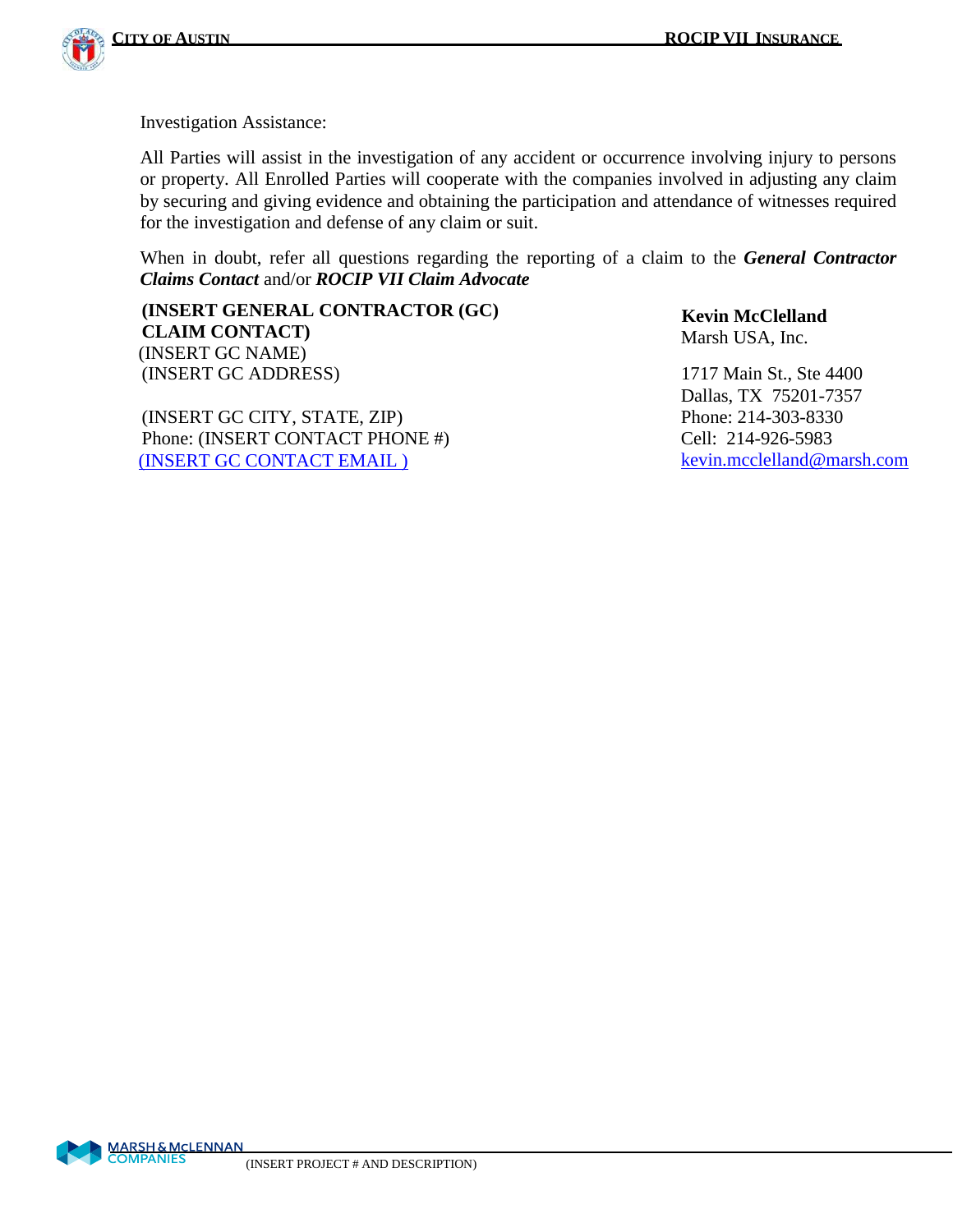Investigation Assistance:

All Parties will assist in the investigation of any accident or occurrence involving injury to persons or property. All Enrolled Parties will cooperate with the companies involved in adjusting any claim by securing and giving evidence and obtaining the participation and attendance of witnesses required for the investigation and defense of any claim or suit.

When in doubt, refer all questions regarding the reporting of a claim to the ***General Contractor Claims Contact*** and/or ***ROCIP VII Claim Advocate***

**(INSERT GENERAL CONTRACTOR (GC) CLAIM CONTACT)**
(INSERT GC NAME)
(INSERT GC ADDRESS)

(INSERT GC CITY, STATE, ZIP)
Phone: (INSERT CONTACT PHONE #)
(INSERT GC CONTACT EMAIL )

**Kevin McClelland**
Marsh USA, Inc.

1717 Main St., Ste 4400
Dallas, TX 75201-7357
Phone: 214-303-8330
Cell: 214-926-5983
kevin.mcclelland@marsh.com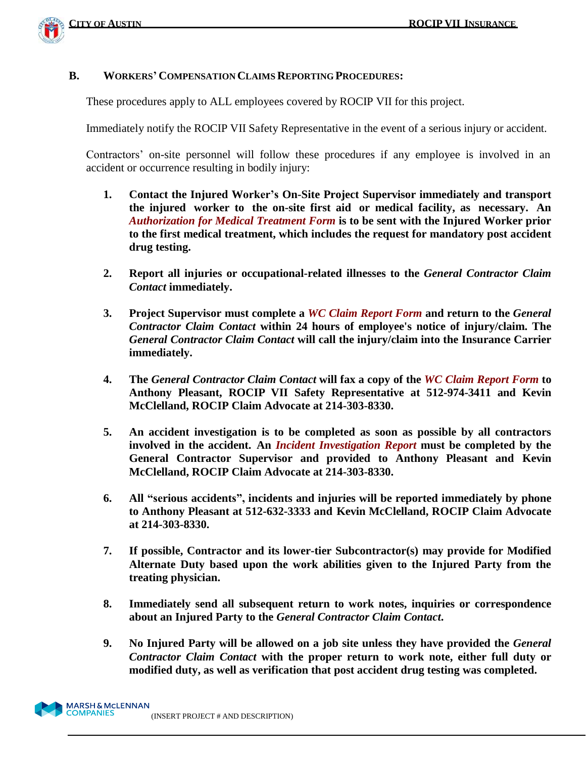### B. Workers' Compensation Claims Reporting Procedures:

These procedures apply to ALL employees covered by ROCIP VII for this project.

Immediately notify the ROCIP VII Safety Representative in the event of a serious injury or accident.

Contractors' on-site personnel will follow these procedures if any employee is involved in an accident or occurrence resulting in bodily injury:

1. **Contact the Injured Worker's On-Site Project Supervisor immediately and transport the injured worker to the on-site first aid or medical facility, as necessary. An *Authorization for Medical Treatment Form* is to be sent with the Injured Worker prior to the first medical treatment, which includes the request for mandatory post accident drug testing.**

2. **Report all injuries or occupational-related illnesses to the *General Contractor Claim Contact* immediately.**

3. **Project Supervisor must complete a *WC Claim Report Form* and return to the *General Contractor Claim Contact* within 24 hours of employee's notice of injury/claim. The *General Contractor Claim Contact* will call the injury/claim into the Insurance Carrier immediately.**

4. **The *General Contractor Claim Contact* will fax a copy of the *WC Claim Report Form* to Anthony Pleasant, ROCIP VII Safety Representative at 512-974-3411 and Kevin McClelland, ROCIP Claim Advocate at 214-303-8330.**

5. **An accident investigation is to be completed as soon as possible by all contractors involved in the accident. An *Incident Investigation Report* must be completed by the General Contractor Supervisor and provided to Anthony Pleasant and Kevin McClelland, ROCIP Claim Advocate at 214-303-8330.**

6. **All "serious accidents", incidents and injuries will be reported immediately by phone to Anthony Pleasant at 512-632-3333 and Kevin McClelland, ROCIP Claim Advocate at 214-303-8330.**

7. **If possible, Contractor and its lower-tier Subcontractor(s) may provide for Modified Alternate Duty based upon the work abilities given to the Injured Party from the treating physician.**

8. **Immediately send all subsequent return to work notes, inquiries or correspondence about an Injured Party to the *General Contractor Claim Contact*.**

9. **No Injured Party will be allowed on a job site unless they have provided the *General Contractor Claim Contact* with the proper return to work note, either full duty or modified duty, as well as verification that post accident drug testing was completed.**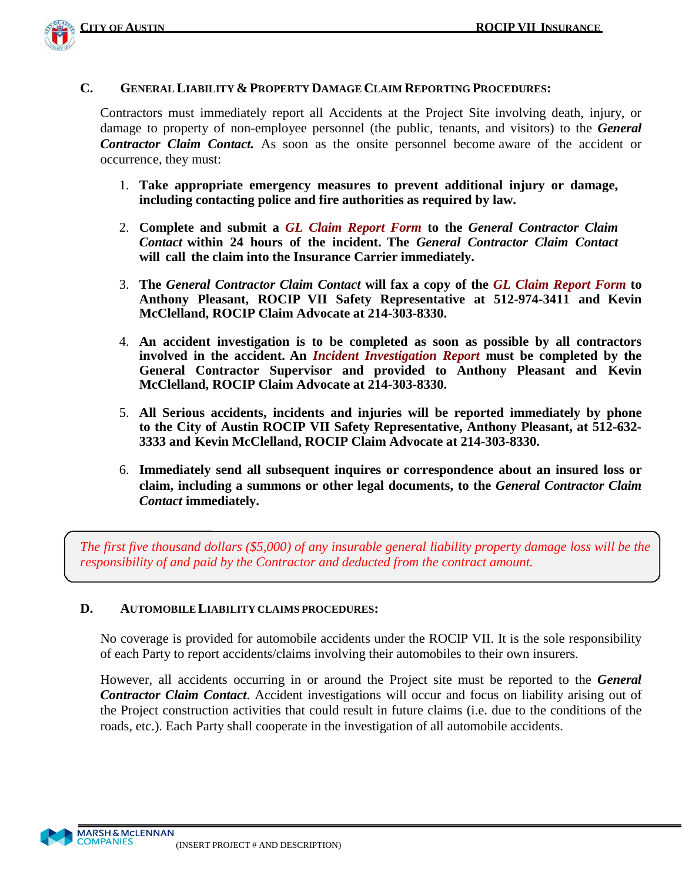### C. GENERAL LIABILITY & PROPERTY DAMAGE CLAIM REPORTING PROCEDURES:

Contractors must immediately report all Accidents at the Project Site involving death, injury, or damage to property of non-employee personnel (the public, tenants, and visitors) to the ***General Contractor Claim Contact.*** As soon as the onsite personnel become aware of the accident or occurrence, they must:

1. **Take appropriate emergency measures to prevent additional injury or damage, including contacting police and fire authorities as required by law.**

2. **Complete and submit a *GL Claim Report Form* to the *General Contractor Claim Contact* within 24 hours of the incident. The *General Contractor Claim Contact* will call the claim into the Insurance Carrier immediately.**

3. **The *General Contractor Claim Contact* will fax a copy of the *GL Claim Report Form* to Anthony Pleasant, ROCIP VII Safety Representative at 512-974-3411 and Kevin McClelland, ROCIP Claim Advocate at 214-303-8330.**

4. **An accident investigation is to be completed as soon as possible by all contractors involved in the accident. An *Incident Investigation Report* must be completed by the General Contractor Supervisor and provided to Anthony Pleasant and Kevin McClelland, ROCIP Claim Advocate at 214-303-8330.**

5. **All Serious accidents, incidents and injuries will be reported immediately by phone to the City of Austin ROCIP VII Safety Representative, Anthony Pleasant, at 512-632-3333 and Kevin McClelland, ROCIP Claim Advocate at 214-303-8330.**

6. **Immediately send all subsequent inquires or correspondence about an insured loss or claim, including a summons or other legal documents, to the *General Contractor Claim Contact* immediately.**

*The first five thousand dollars ($5,000) of any insurable general liability property damage loss will be the responsibility of and paid by the Contractor and deducted from the contract amount.*

### D. AUTOMOBILE LIABILITY CLAIMS PROCEDURES:

No coverage is provided for automobile accidents under the ROCIP VII. It is the sole responsibility of each Party to report accidents/claims involving their automobiles to their own insurers.

However, all accidents occurring in or around the Project site must be reported to the ***General Contractor Claim Contact***. Accident investigations will occur and focus on liability arising out of the Project construction activities that could result in future claims (i.e. due to the conditions of the roads, etc.). Each Party shall cooperate in the investigation of all automobile accidents.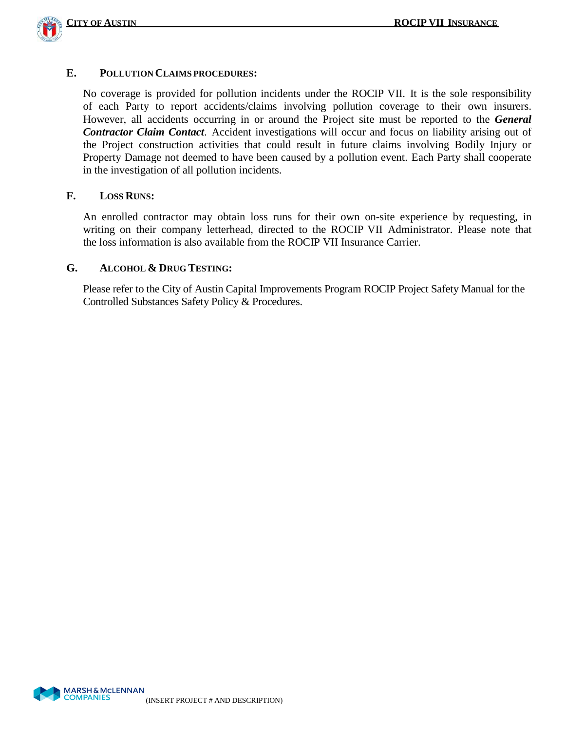### E. POLLUTION CLAIMS PROCEDURES:

No coverage is provided for pollution incidents under the ROCIP VII. It is the sole responsibility of each Party to report accidents/claims involving pollution coverage to their own insurers. However, all accidents occurring in or around the Project site must be reported to the ***General Contractor Claim Contact***. Accident investigations will occur and focus on liability arising out of the Project construction activities that could result in future claims involving Bodily Injury or Property Damage not deemed to have been caused by a pollution event. Each Party shall cooperate in the investigation of all pollution incidents.

### F. LOSS RUNS:

An enrolled contractor may obtain loss runs for their own on-site experience by requesting, in writing on their company letterhead, directed to the ROCIP VII Administrator. Please note that the loss information is also available from the ROCIP VII Insurance Carrier.

### G. ALCOHOL & DRUG TESTING:

Please refer to the City of Austin Capital Improvements Program ROCIP Project Safety Manual for the Controlled Substances Safety Policy & Procedures.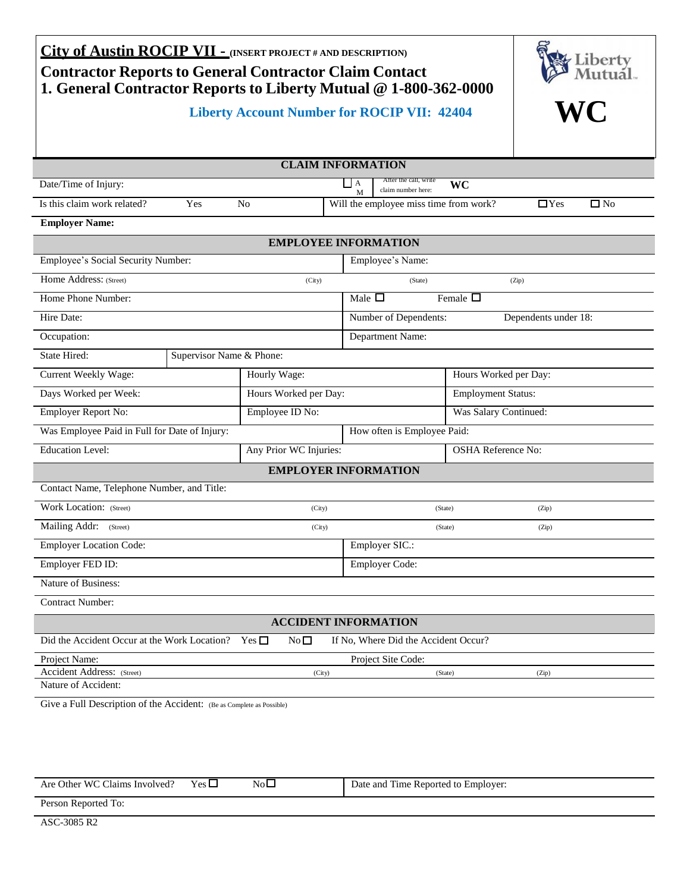**City of Austin ROCIP VII -** **(INSERT PROJECT # AND DESCRIPTION)**

**Contractor Reports to General Contractor Claim Contact**
**1. General Contractor Reports to Liberty Mutual @ 1-800-362-0000**

**Liberty Account Number for ROCIP VII: 42404**

Liberty Mutual

**WC**

| **CLAIM INFORMATION** | | | |
|---|---|---|---|
| Date/Time of Injury: | ☐ AM | After the call, write claim number here: | **WC** |
| Is this claim work related? Yes No | Will the employee miss time from work? | ☐Yes | ☐ No |
| **Employer Name:** | | | |

| **EMPLOYEE INFORMATION** | | | |
|---|---|---|---|
| Employee's Social Security Number: | | Employee's Name: | |
| Home Address: (Street) | (City) | (State) | (Zip) |
| Home Phone Number: | | Male ☐ | Female ☐ |
| Hire Date: | | Number of Dependents: | Dependents under 18: |
| Occupation: | | Department Name: | |
| State Hired: | Supervisor Name & Phone: | | |
| Current Weekly Wage: | Hourly Wage: | | Hours Worked per Day: |
| Days Worked per Week: | Hours Worked per Day: | | Employment Status: |
| Employer Report No: | Employee ID No: | | Was Salary Continued: |
| Was Employee Paid in Full for Date of Injury: | | How often is Employee Paid: | |
| Education Level: | Any Prior WC Injuries: | | OSHA Reference No: |

| **EMPLOYER INFORMATION** | | | |
|---|---|---|---|
| Contact Name, Telephone Number, and Title: | | | |
| Work Location: (Street) | (City) | (State) | (Zip) |
| Mailing Addr: (Street) | (City) | (State) | (Zip) |
| Employer Location Code: | | Employer SIC.: | |
| Employer FED ID: | | Employer Code: | |
| Nature of Business: | | | |
| Contract Number: | | | |

| **ACCIDENT INFORMATION** | | | |
|---|---|---|---|
| Did the Accident Occur at the Work Location? Yes ☐ No ☐ | | If No, Where Did the Accident Occur? | |
| Project Name: | | Project Site Code: | |
| Accident Address: (Street) | (City) | (State) | (Zip) |
| Nature of Accident: | | | |

Give a Full Description of the Accident: (Be as Complete as Possible)

| Are Other WC Claims Involved? Yes ☐ No☐ | Date and Time Reported to Employer: |
|---|---|
| Person Reported To: | |

ASC-3085 R2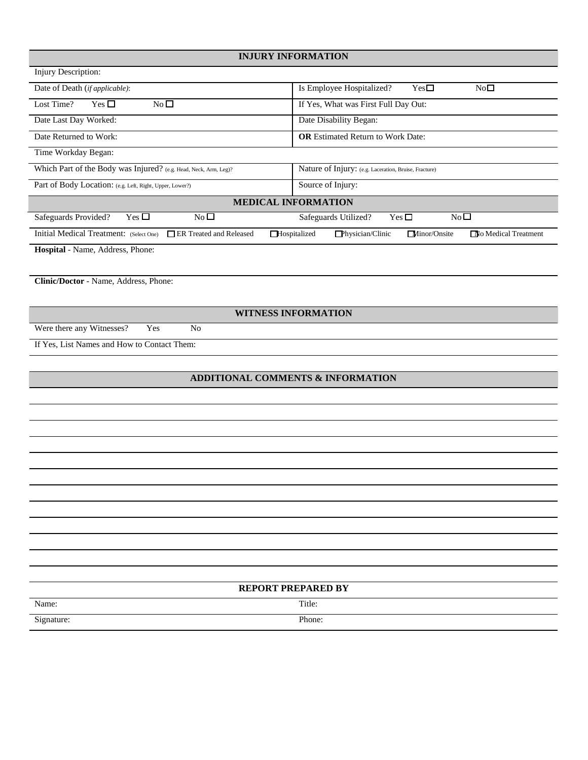## INJURY INFORMATION

| | |
|---|---|
| Injury Description: | |
| Date of Death (*if applicable*): | Is Employee Hospitalized? Yes ☐ No ☐ |
| Lost Time? Yes ☐ No ☐ | If Yes, What was First Full Day Out: |
| Date Last Day Worked: | Date Disability Began: |
| Date Returned to Work: | **OR** Estimated Return to Work Date: |
| Time Workday Began: | |
| Which Part of the Body was Injured? (e.g. Head, Neck, Arm, Leg)? | Nature of Injury: (e.g. Laceration, Bruise, Fracture) |
| Part of Body Location: (e.g. Left, Right, Upper, Lower?) | Source of Injury: |

## MEDICAL INFORMATION

| | |
|---|---|
| Safeguards Provided? Yes ☐ No ☐ | Safeguards Utilized? Yes ☐ No ☐ |

Initial Medical Treatment: (Select One) ☐ ER Treated and Released ☐ Hospitalized ☐ Physician/Clinic ☐ Minor/Onsite ☐ No Medical Treatment

**Hospital** - Name, Address, Phone:

**Clinic/Doctor** - Name, Address, Phone:

## WITNESS INFORMATION

Were there any Witnesses? Yes No

If Yes, List Names and How to Contact Them:

## ADDITIONAL COMMENTS & INFORMATION

## REPORT PREPARED BY

| | |
|---|---|
| Name: | Title: |
| Signature: | Phone: |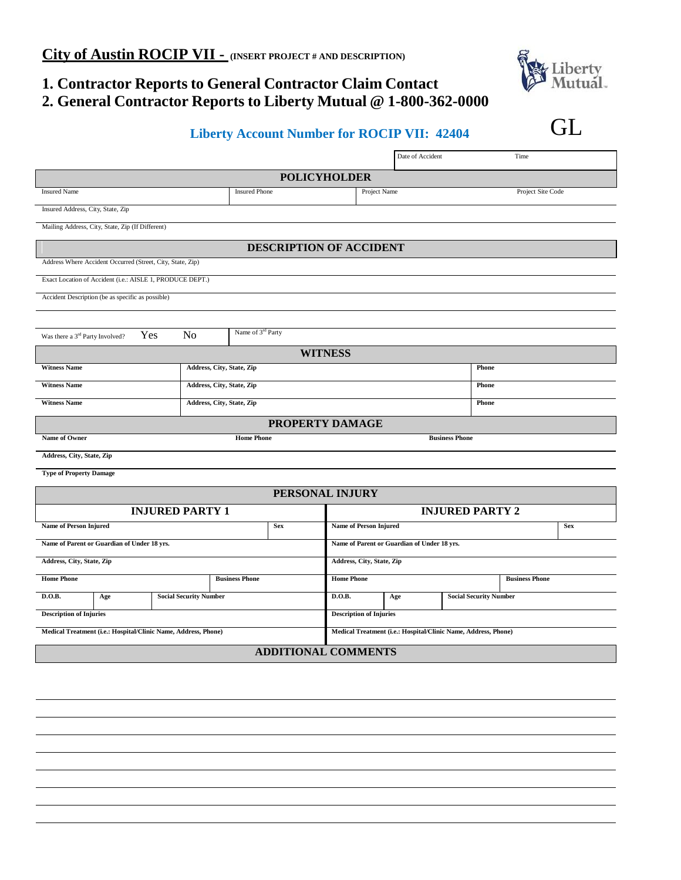# City of Austin ROCIP VII - (INSERT PROJECT # AND DESCRIPTION)

## 1. Contractor Reports to General Contractor Claim Contact
## 2. General Contractor Reports to Liberty Mutual @ 1-800-362-0000

**Liberty Account Number for ROCIP VII: 42404**

GL

| Date of Accident | Time |
|---|---|
| | |

## POLICYHOLDER

| Insured Name | Insured Phone | Project Name | Project Site Code |
|---|---|---|---|
| | | | |

Insured Address, City, State, Zip

Mailing Address, City, State, Zip (If Different)

## DESCRIPTION OF ACCIDENT

Address Where Accident Occurred (Street, City, State, Zip)

Exact Location of Accident (i.e.: AISLE 1, PRODUCE DEPT.)

Accident Description (be as specific as possible)

| Was there a 3rd Party Involved? Yes No | Name of 3rd Party |
|---|---|
| | |

## WITNESS

| Witness Name | Address, City, State, Zip | Phone |
|---|---|---|
| Witness Name | Address, City, State, Zip | Phone |
| Witness Name | Address, City, State, Zip | Phone |

## PROPERTY DAMAGE

| Name of Owner | Home Phone | Business Phone |
|---|---|---|
| | | |

**Address, City, State, Zip**

**Type of Property Damage**

## PERSONAL INJURY

| INJURED PARTY 1 | | | | INJURED PARTY 2 | | | |
|---|---|---|---|---|---|---|---|
| **Name of Person Injured** | | | **Sex** | **Name of Person Injured** | | | **Sex** |
| **Name of Parent or Guardian of Under 18 yrs.** | | | | **Name of Parent or Guardian of Under 18 yrs.** | | | |
| **Address, City, State, Zip** | | | | **Address, City, State, Zip** | | | |
| **Home Phone** | | **Business Phone** | | **Home Phone** | | **Business Phone** | |
| **D.O.B.** | **Age** | **Social Security Number** | | **D.O.B.** | **Age** | **Social Security Number** | |
| **Description of Injuries** | | | | **Description of Injuries** | | | |
| **Medical Treatment (i.e.: Hospital/Clinic Name, Address, Phone)** | | | | **Medical Treatment (i.e.: Hospital/Clinic Name, Address, Phone)** | | | |

## ADDITIONAL COMMENTS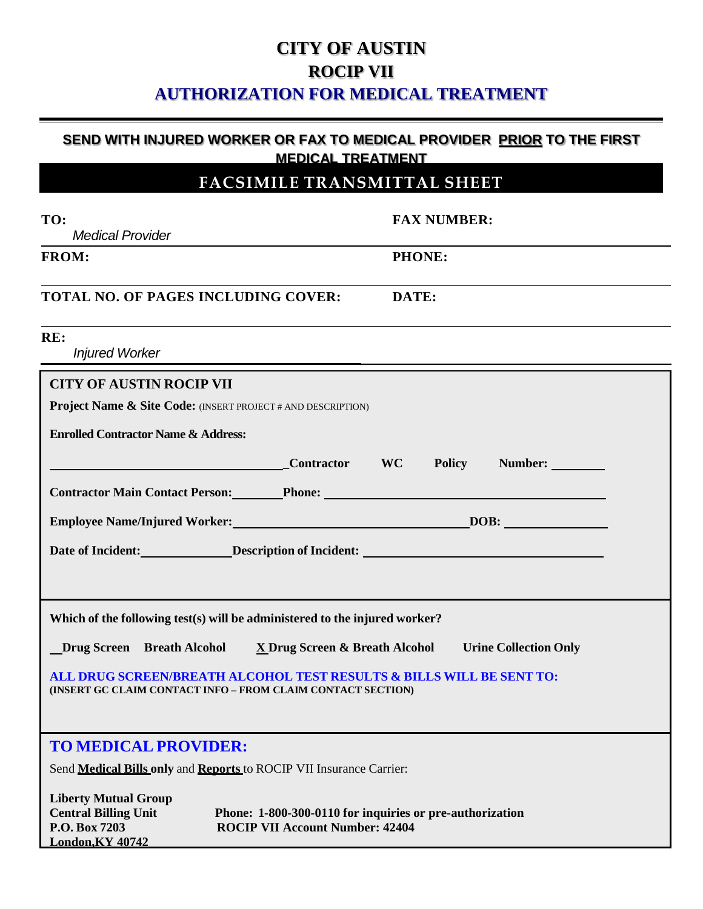# CITY OF AUSTIN

## ROCIP VII

## AUTHORIZATION FOR MEDICAL TREATMENT

**SEND WITH INJURED WORKER OR FAX TO MEDICAL PROVIDER <u>PRIOR</u> TO THE FIRST MEDICAL TREATMENT**

## FACSIMILE TRANSMITTAL SHEET

**TO:** *Medical Provider*

**FAX NUMBER:**

**FROM:**

**PHONE:**

**TOTAL NO. OF PAGES INCLUDING COVER:**

**DATE:**

**RE:** *Injured Worker*

---

**CITY OF AUSTIN ROCIP VII**

**Project Name & Site Code:** (INSERT PROJECT # AND DESCRIPTION)

**Enrolled Contractor Name & Address:**

________________________ **Contractor WC Policy Number:** ________

**Contractor Main Contact Person:** ________ **Phone:** ________________________

**Employee Name/Injured Worker:** ________________________ **DOB:** ____________

**Date of Incident:** ____________ **Description of Incident:** ________________________

---

**Which of the following test(s) will be administered to the injured worker?**

__ **Drug Screen** **Breath Alcohol** **X Drug Screen & Breath Alcohol** **Urine Collection Only**

**ALL DRUG SCREEN/BREATH ALCOHOL TEST RESULTS & BILLS WILL BE SENT TO:**
**(INSERT GC CLAIM CONTACT INFO – FROM CLAIM CONTACT SECTION)**

---

## TO MEDICAL PROVIDER:

Send **<u>Medical Bills</u> only** and **<u>Reports</u>** to ROCIP VII Insurance Carrier:

**Liberty Mutual Group**
**Central Billing Unit**
**P.O. Box 7203**
**<u>London,KY 40742</u>**

**Phone: 1-800-300-0110 for inquiries or pre-authorization**
**ROCIP VII Account Number: 42404**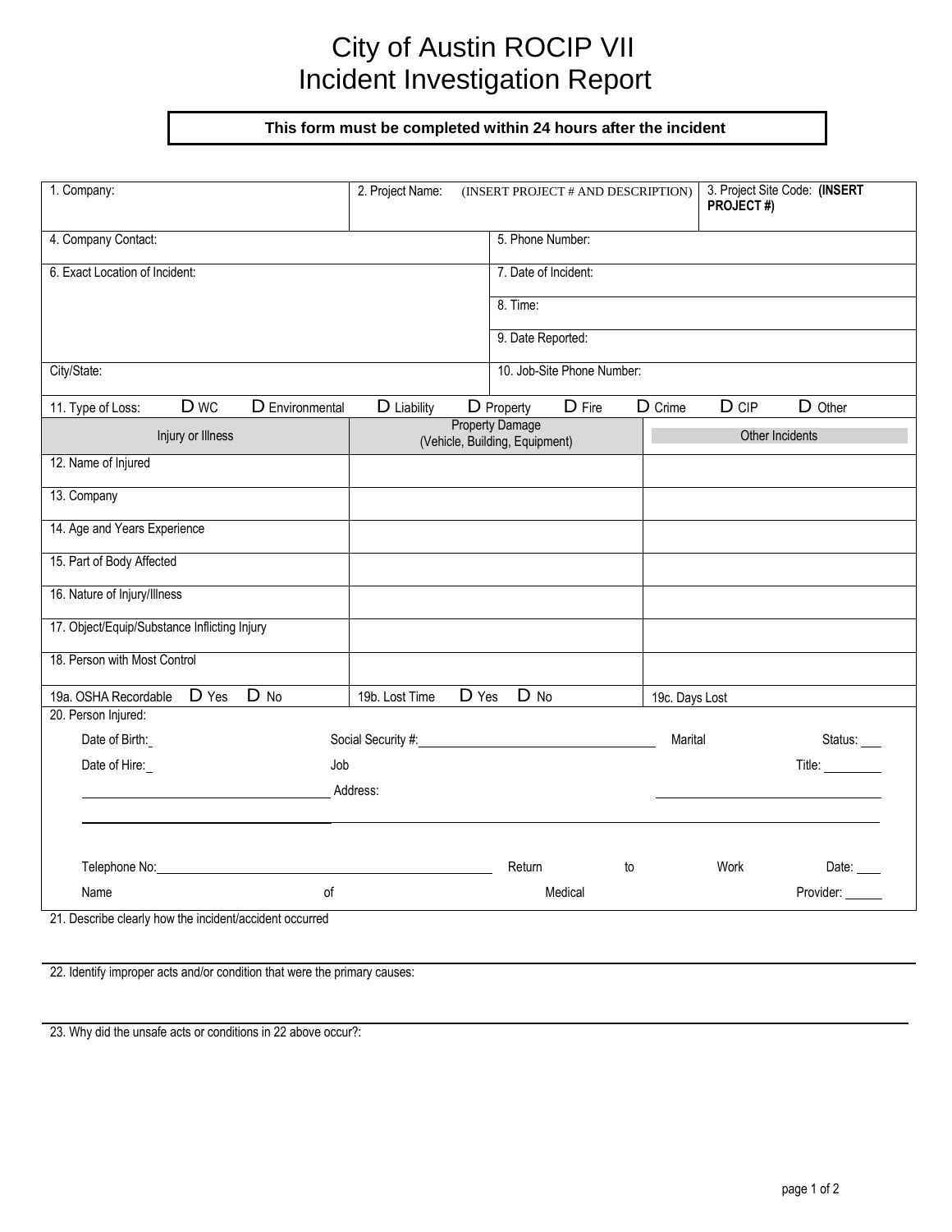# City of Austin ROCIP VII
# Incident Investigation Report

**This form must be completed within 24 hours after the incident**

| 1. Company: | 2. Project Name: (INSERT PROJECT # AND DESCRIPTION) | 3. Project Site Code: **(INSERT PROJECT #)** |
|---|---|---|
| 4. Company Contact: | 5. Phone Number: | |
| 6. Exact Location of Incident: | 7. Date of Incident: | |
| | 8. Time: | |
| | 9. Date Reported: | |
| City/State: | 10. Job-Site Phone Number: | |

11. Type of Loss: ☐ WC ☐ Environmental ☐ Liability ☐ Property ☐ Fire ☐ Crime ☐ CIP ☐ Other

| Injury or Illness | Property Damage (Vehicle, Building, Equipment) | Other Incidents |
|---|---|---|
| 12. Name of Injured | | |
| 13. Company | | |
| 14. Age and Years Experience | | |
| 15. Part of Body Affected | | |
| 16. Nature of Injury/Illness | | |
| 17. Object/Equip/Substance Inflicting Injury | | |
| 18. Person with Most Control | | |
| 19a. OSHA Recordable ☐ Yes ☐ No | 19b. Lost Time ☐ Yes ☐ No | 19c. Days Lost |

20. Person Injured:

Date of Birth: ____ Social Security #: ____ Marital Status: ____

Date of Hire: ____ Job Title: ____

Address: ____

Telephone No: ____ Return to Work Date: ____

Name of Medical Provider: ____

21. Describe clearly how the incident/accident occurred

22. Identify improper acts and/or condition that were the primary causes:

23. Why did the unsafe acts or conditions in 22 above occur?: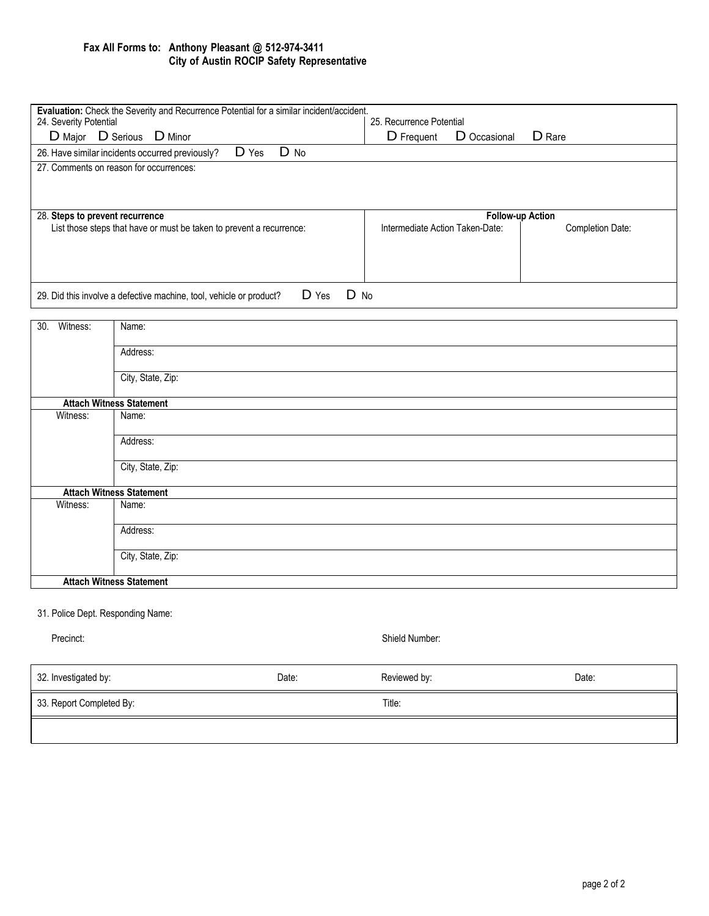**Fax All Forms to: Anthony Pleasant @ 512-974-3411**
**City of Austin ROCIP Safety Representative**

| | | |
|---|---|---|
| **Evaluation:** Check the Severity and Recurrence Potential for a similar incident/accident. 24. Severity Potential<br>D Major D Serious D Minor | 25. Recurrence Potential<br>D Frequent D Occasional D Rare | |
| 26. Have similar incidents occurred previously? D Yes D No | | |
| 27. Comments on reason for occurrences: | | |
| 28. **Steps to prevent recurrence**<br>List those steps that have or must be taken to prevent a recurrence: | **Follow-up Action**<br>Intermediate Action Taken-Date: | Completion Date: |
| 29. Did this involve a defective machine, tool, vehicle or product? D Yes D No | | |

| | |
|---|---|
| 30. Witness: | Name: |
| | Address: |
| | City, State, Zip: |
| **Attach Witness Statement** | |
| Witness: | Name: |
| | Address: |
| | City, State, Zip: |
| **Attach Witness Statement** | |
| Witness: | Name: |
| | Address: |
| | City, State, Zip: |
| **Attach Witness Statement** | |

31. Police Dept. Responding Name:

Precinct: Shield Number:

| | | | |
|---|---|---|---|
| 32. Investigated by: | Date: | Reviewed by: | Date: |
| 33. Report Completed By: | | Title: | |
| | | | |